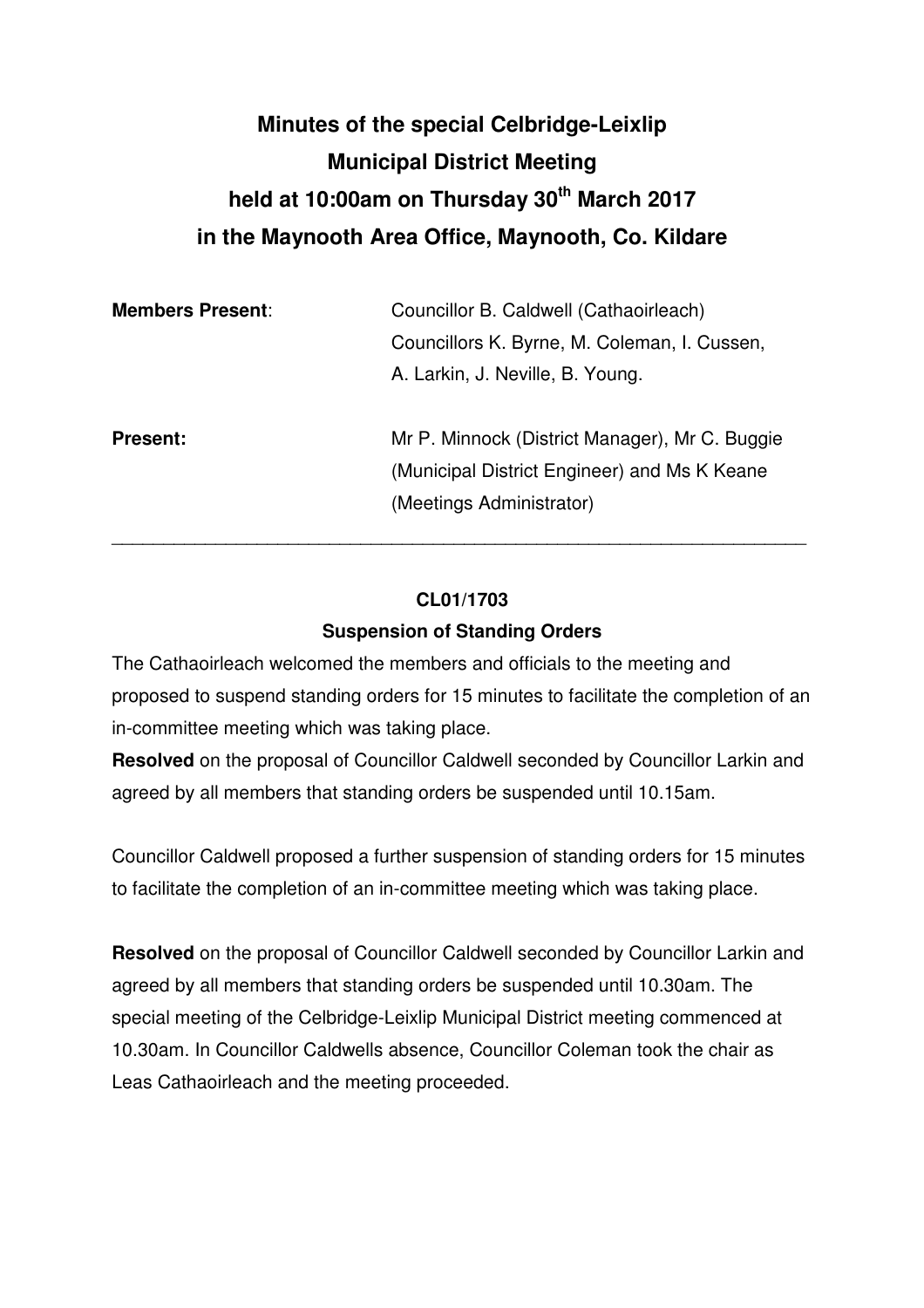# Minutes of the special Celbridge-Leixlip Municipal District Meeting held at 10:00am on Thursday 30th March 2017 in the Maynooth Area Office, Maynooth, Co. Kildare

**Members Present**: Councillor B. Caldwell (Cathaoirleach)
Councillors K. Byrne, M. Coleman, I. Cussen, A. Larkin, J. Neville, B. Young.

**Present:** Mr P. Minnock (District Manager), Mr C. Buggie (Municipal District Engineer) and Ms K Keane (Meetings Administrator)

---

### CL01/1703

### Suspension of Standing Orders

The Cathaoirleach welcomed the members and officials to the meeting and proposed to suspend standing orders for 15 minutes to facilitate the completion of an in-committee meeting which was taking place.

**Resolved** on the proposal of Councillor Caldwell seconded by Councillor Larkin and agreed by all members that standing orders be suspended until 10.15am.

Councillor Caldwell proposed a further suspension of standing orders for 15 minutes to facilitate the completion of an in-committee meeting which was taking place.

**Resolved** on the proposal of Councillor Caldwell seconded by Councillor Larkin and agreed by all members that standing orders be suspended until 10.30am. The special meeting of the Celbridge-Leixlip Municipal District meeting commenced at 10.30am. In Councillor Caldwells absence, Councillor Coleman took the chair as Leas Cathaoirleach and the meeting proceeded.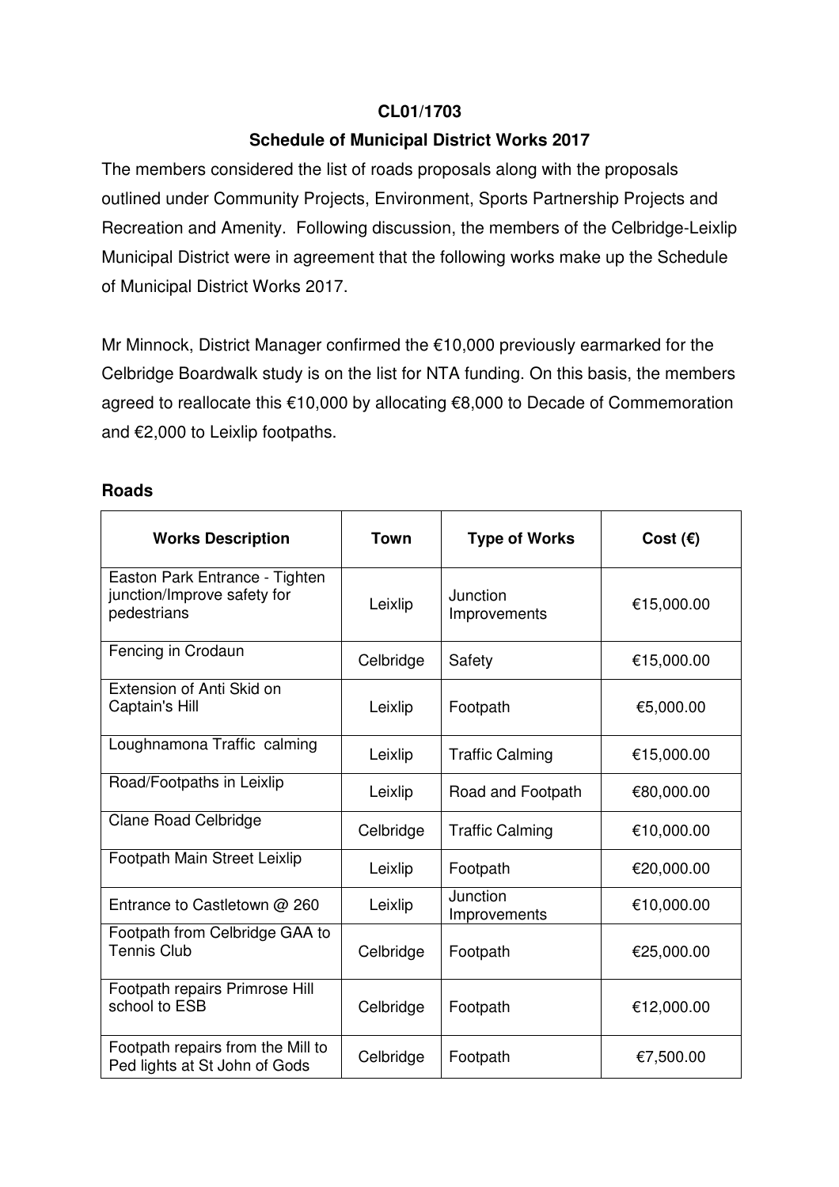**CL01/1703**

**Schedule of Municipal District Works 2017**

The members considered the list of roads proposals along with the proposals outlined under Community Projects, Environment, Sports Partnership Projects and Recreation and Amenity. Following discussion, the members of the Celbridge-Leixlip Municipal District were in agreement that the following works make up the Schedule of Municipal District Works 2017.

Mr Minnock, District Manager confirmed the €10,000 previously earmarked for the Celbridge Boardwalk study is on the list for NTA funding. On this basis, the members agreed to reallocate this €10,000 by allocating €8,000 to Decade of Commemoration and €2,000 to Leixlip footpaths.

## Roads

| Works Description | Town | Type of Works | Cost (€) |
|---|---|---|---|
| Easton Park Entrance - Tighten junction/Improve safety for pedestrians | Leixlip | Junction Improvements | €15,000.00 |
| Fencing in Crodaun | Celbridge | Safety | €15,000.00 |
| Extension of Anti Skid on Captain's Hill | Leixlip | Footpath | €5,000.00 |
| Loughnamona Traffic calming | Leixlip | Traffic Calming | €15,000.00 |
| Road/Footpaths in Leixlip | Leixlip | Road and Footpath | €80,000.00 |
| Clane Road Celbridge | Celbridge | Traffic Calming | €10,000.00 |
| Footpath Main Street Leixlip | Leixlip | Footpath | €20,000.00 |
| Entrance to Castletown @ 260 | Leixlip | Junction Improvements | €10,000.00 |
| Footpath from Celbridge GAA to Tennis Club | Celbridge | Footpath | €25,000.00 |
| Footpath repairs Primrose Hill school to ESB | Celbridge | Footpath | €12,000.00 |
| Footpath repairs from the Mill to Ped lights at St John of Gods | Celbridge | Footpath | €7,500.00 |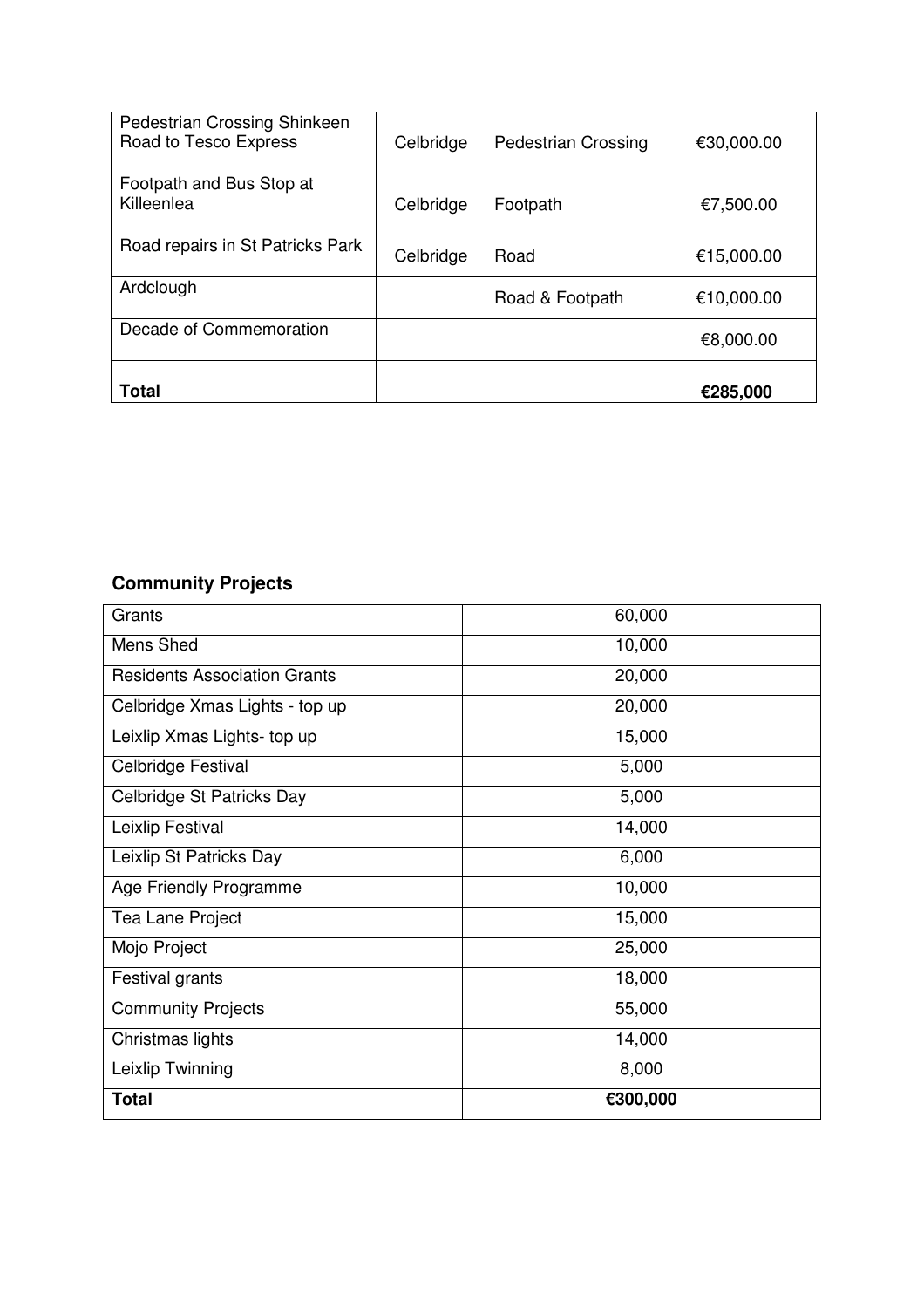| Pedestrian Crossing Shinkeen Road to Tesco Express | Celbridge | Pedestrian Crossing | €30,000.00 |
|---|---|---|---|
| Footpath and Bus Stop at Killeenlea | Celbridge | Footpath | €7,500.00 |
| Road repairs in St Patricks Park | Celbridge | Road | €15,000.00 |
| Ardclough | | Road & Footpath | €10,000.00 |
| Decade of Commemoration | | | €8,000.00 |
| **Total** | | | **€285,000** |

## Community Projects

| Grants | 60,000 |
|---|---|
| Mens Shed | 10,000 |
| Residents Association Grants | 20,000 |
| Celbridge Xmas Lights - top up | 20,000 |
| Leixlip Xmas Lights- top up | 15,000 |
| Celbridge Festival | 5,000 |
| Celbridge St Patricks Day | 5,000 |
| Leixlip Festival | 14,000 |
| Leixlip St Patricks Day | 6,000 |
| Age Friendly Programme | 10,000 |
| Tea Lane Project | 15,000 |
| Mojo Project | 25,000 |
| Festival grants | 18,000 |
| Community Projects | 55,000 |
| Christmas lights | 14,000 |
| Leixlip Twinning | 8,000 |
| **Total** | **€300,000** |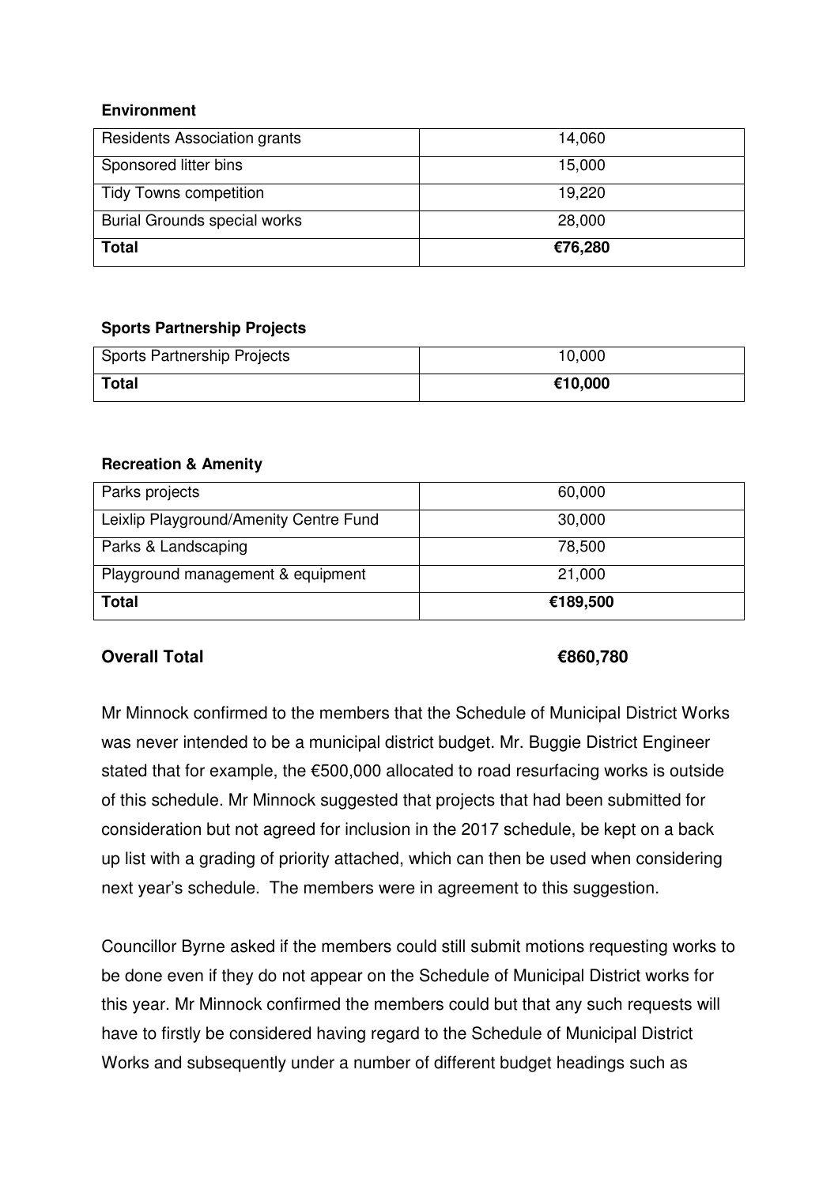**Environment**

| Residents Association grants | 14,060 |
|---|---|
| Sponsored litter bins | 15,000 |
| Tidy Towns competition | 19,220 |
| Burial Grounds special works | 28,000 |
| **Total** | **€76,280** |

**Sports Partnership Projects**

| Sports Partnership Projects | 10,000 |
|---|---|
| **Total** | **€10,000** |

**Recreation & Amenity**

| Parks projects | 60,000 |
|---|---|
| Leixlip Playground/Amenity Centre Fund | 30,000 |
| Parks & Landscaping | 78,500 |
| Playground management & equipment | 21,000 |
| **Total** | **€189,500** |

**Overall Total** **€860,780**

Mr Minnock confirmed to the members that the Schedule of Municipal District Works was never intended to be a municipal district budget. Mr. Buggie District Engineer stated that for example, the €500,000 allocated to road resurfacing works is outside of this schedule. Mr Minnock suggested that projects that had been submitted for consideration but not agreed for inclusion in the 2017 schedule, be kept on a back up list with a grading of priority attached, which can then be used when considering next year's schedule. The members were in agreement to this suggestion.

Councillor Byrne asked if the members could still submit motions requesting works to be done even if they do not appear on the Schedule of Municipal District works for this year. Mr Minnock confirmed the members could but that any such requests will have to firstly be considered having regard to the Schedule of Municipal District Works and subsequently under a number of different budget headings such as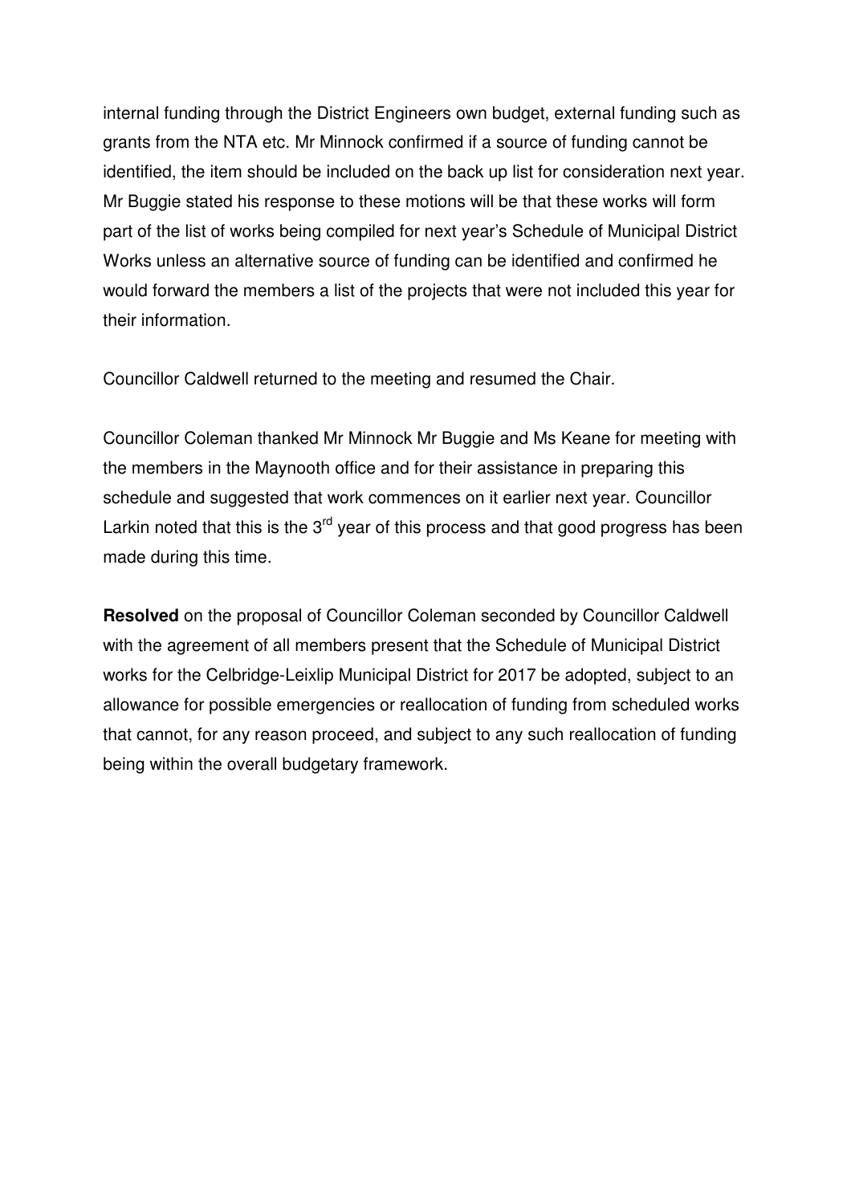internal funding through the District Engineers own budget, external funding such as grants from the NTA etc. Mr Minnock confirmed if a source of funding cannot be identified, the item should be included on the back up list for consideration next year. Mr Buggie stated his response to these motions will be that these works will form part of the list of works being compiled for next year's Schedule of Municipal District Works unless an alternative source of funding can be identified and confirmed he would forward the members a list of the projects that were not included this year for their information.

Councillor Caldwell returned to the meeting and resumed the Chair.

Councillor Coleman thanked Mr Minnock Mr Buggie and Ms Keane for meeting with the members in the Maynooth office and for their assistance in preparing this schedule and suggested that work commences on it earlier next year. Councillor Larkin noted that this is the 3rd year of this process and that good progress has been made during this time.

**Resolved** on the proposal of Councillor Coleman seconded by Councillor Caldwell with the agreement of all members present that the Schedule of Municipal District works for the Celbridge-Leixlip Municipal District for 2017 be adopted, subject to an allowance for possible emergencies or reallocation of funding from scheduled works that cannot, for any reason proceed, and subject to any such reallocation of funding being within the overall budgetary framework.